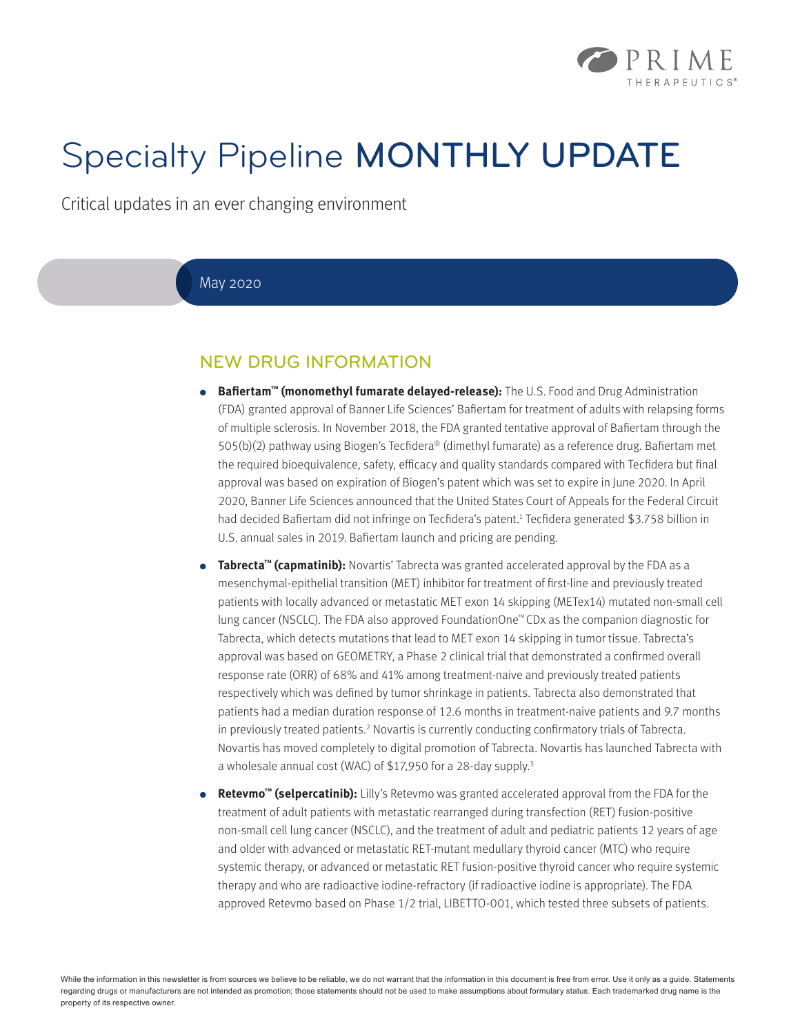# Specialty Pipeline MONTHLY UPDATE

Critical updates in an ever changing environment

May 2020

## NEW DRUG INFORMATION

- **Bafiertam™ (monomethyl fumarate delayed-release):** The U.S. Food and Drug Administration (FDA) granted approval of Banner Life Sciences' Bafiertam for treatment of adults with relapsing forms of multiple sclerosis. In November 2018, the FDA granted tentative approval of Bafiertam through the 505(b)(2) pathway using Biogen's Tecfidera® (dimethyl fumarate) as a reference drug. Bafiertam met the required bioequivalence, safety, efficacy and quality standards compared with Tecfidera but final approval was based on expiration of Biogen's patent which was set to expire in June 2020. In April 2020, Banner Life Sciences announced that the United States Court of Appeals for the Federal Circuit had decided Bafiertam did not infringe on Tecfidera's patent.[1] Tecfidera generated $3.758 billion in U.S. annual sales in 2019. Bafiertam launch and pricing are pending.

- **Tabrecta™ (capmatinib):** Novartis' Tabrecta was granted accelerated approval by the FDA as a mesenchymal-epithelial transition (MET) inhibitor for treatment of first-line and previously treated patients with locally advanced or metastatic MET exon 14 skipping (METex14) mutated non-small cell lung cancer (NSCLC). The FDA also approved FoundationOne™ CDx as the companion diagnostic for Tabrecta, which detects mutations that lead to MET exon 14 skipping in tumor tissue. Tabrecta's approval was based on GEOMETRY, a Phase 2 clinical trial that demonstrated a confirmed overall response rate (ORR) of 68% and 41% among treatment-naive and previously treated patients respectively which was defined by tumor shrinkage in patients. Tabrecta also demonstrated that patients had a median duration response of 12.6 months in treatment-naive patients and 9.7 months in previously treated patients.[2] Novartis is currently conducting confirmatory trials of Tabrecta. Novartis has moved completely to digital promotion of Tabrecta. Novartis has launched Tabrecta with a wholesale annual cost (WAC) of $17,950 for a 28-day supply.[3]

- **Retevmo™ (selpercatinib):** Lilly's Retevmo was granted accelerated approval from the FDA for the treatment of adult patients with metastatic rearranged during transfection (RET) fusion-positive non-small cell lung cancer (NSCLC), and the treatment of adult and pediatric patients 12 years of age and older with advanced or metastatic RET-mutant medullary thyroid cancer (MTC) who require systemic therapy, or advanced or metastatic RET fusion-positive thyroid cancer who require systemic therapy and who are radioactive iodine-refractory (if radioactive iodine is appropriate). The FDA approved Retevmo based on Phase 1/2 trial, LIBETTO-001, which tested three subsets of patients.

While the information in this newsletter is from sources we believe to be reliable, we do not warrant that the information in this document is free from error. Use it only as a guide. Statements regarding drugs or manufacturers are not intended as promotion; those statements should not be used to make assumptions about formulary status. Each trademarked drug name is the property of its respective owner.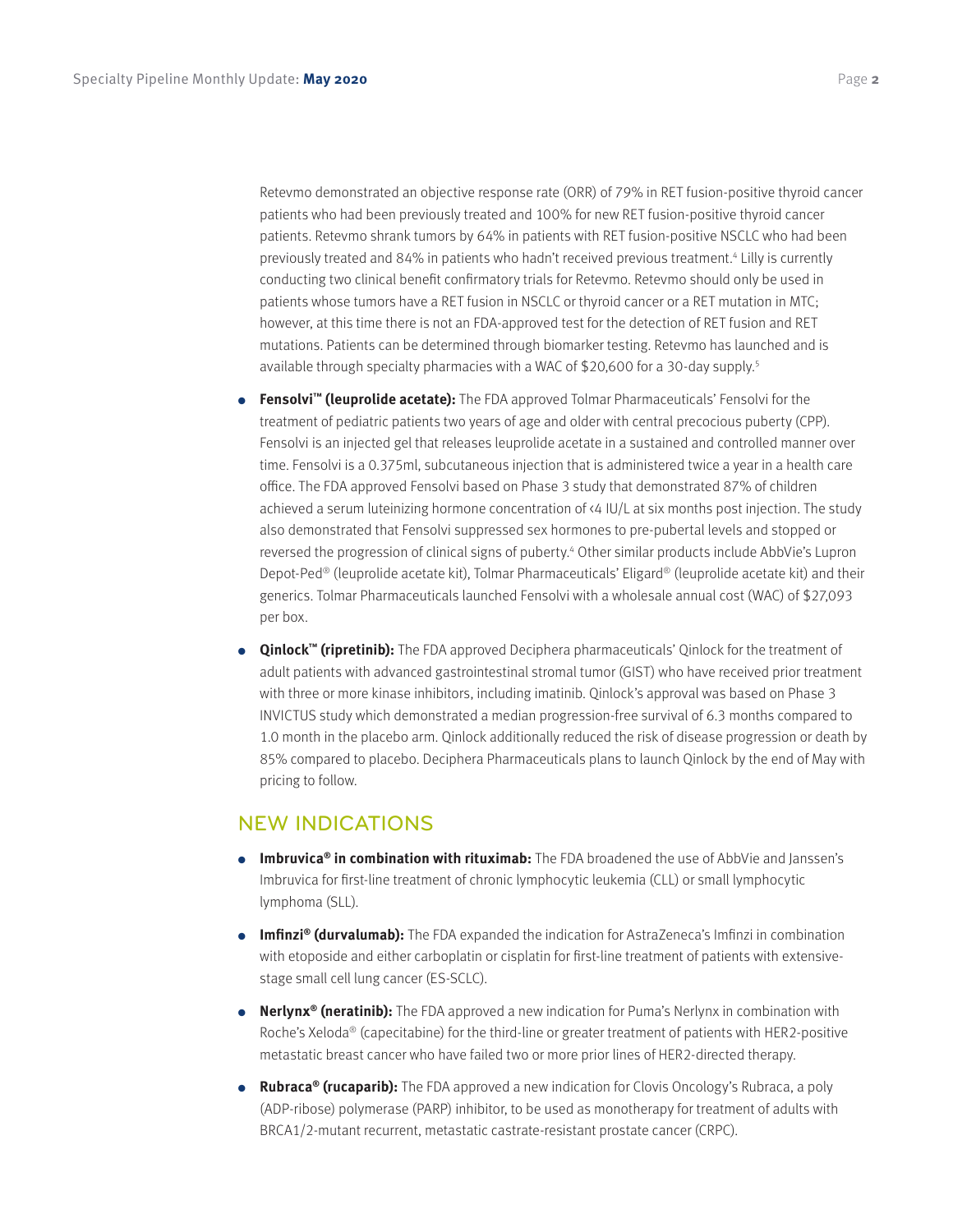Retevmo demonstrated an objective response rate (ORR) of 79% in RET fusion-positive thyroid cancer patients who had been previously treated and 100% for new RET fusion-positive thyroid cancer patients. Retevmo shrank tumors by 64% in patients with RET fusion-positive NSCLC who had been previously treated and 84% in patients who hadn't received previous treatment.[4] Lilly is currently conducting two clinical benefit confirmatory trials for Retevmo. Retevmo should only be used in patients whose tumors have a RET fusion in NSCLC or thyroid cancer or a RET mutation in MTC; however, at this time there is not an FDA-approved test for the detection of RET fusion and RET mutations. Patients can be determined through biomarker testing. Retevmo has launched and is available through specialty pharmacies with a WAC of $20,600 for a 30-day supply.[5]

- **Fensolvi™ (leuprolide acetate):** The FDA approved Tolmar Pharmaceuticals' Fensolvi for the treatment of pediatric patients two years of age and older with central precocious puberty (CPP). Fensolvi is an injected gel that releases leuprolide acetate in a sustained and controlled manner over time. Fensolvi is a 0.375ml, subcutaneous injection that is administered twice a year in a health care office. The FDA approved Fensolvi based on Phase 3 study that demonstrated 87% of children achieved a serum luteinizing hormone concentration of <4 IU/L at six months post injection. The study also demonstrated that Fensolvi suppressed sex hormones to pre-pubertal levels and stopped or reversed the progression of clinical signs of puberty.[4] Other similar products include AbbVie's Lupron Depot-Ped® (leuprolide acetate kit), Tolmar Pharmaceuticals' Eligard® (leuprolide acetate kit) and their generics. Tolmar Pharmaceuticals launched Fensolvi with a wholesale annual cost (WAC) of $27,093 per box.
- **Qinlock™ (ripretinib):** The FDA approved Deciphera pharmaceuticals' Qinlock for the treatment of adult patients with advanced gastrointestinal stromal tumor (GIST) who have received prior treatment with three or more kinase inhibitors, including imatinib. Qinlock's approval was based on Phase 3 INVICTUS study which demonstrated a median progression-free survival of 6.3 months compared to 1.0 month in the placebo arm. Qinlock additionally reduced the risk of disease progression or death by 85% compared to placebo. Deciphera Pharmaceuticals plans to launch Qinlock by the end of May with pricing to follow.

## NEW INDICATIONS

- **Imbruvica® in combination with rituximab:** The FDA broadened the use of AbbVie and Janssen's Imbruvica for first-line treatment of chronic lymphocytic leukemia (CLL) or small lymphocytic lymphoma (SLL).
- **Imfinzi® (durvalumab):** The FDA expanded the indication for AstraZeneca's Imfinzi in combination with etoposide and either carboplatin or cisplatin for first-line treatment of patients with extensive-stage small cell lung cancer (ES-SCLC).
- **Nerlynx® (neratinib):** The FDA approved a new indication for Puma's Nerlynx in combination with Roche's Xeloda® (capecitabine) for the third-line or greater treatment of patients with HER2-positive metastatic breast cancer who have failed two or more prior lines of HER2-directed therapy.
- **Rubraca® (rucaparib):** The FDA approved a new indication for Clovis Oncology's Rubraca, a poly (ADP-ribose) polymerase (PARP) inhibitor, to be used as monotherapy for treatment of adults with BRCA1/2-mutant recurrent, metastatic castrate-resistant prostate cancer (CRPC).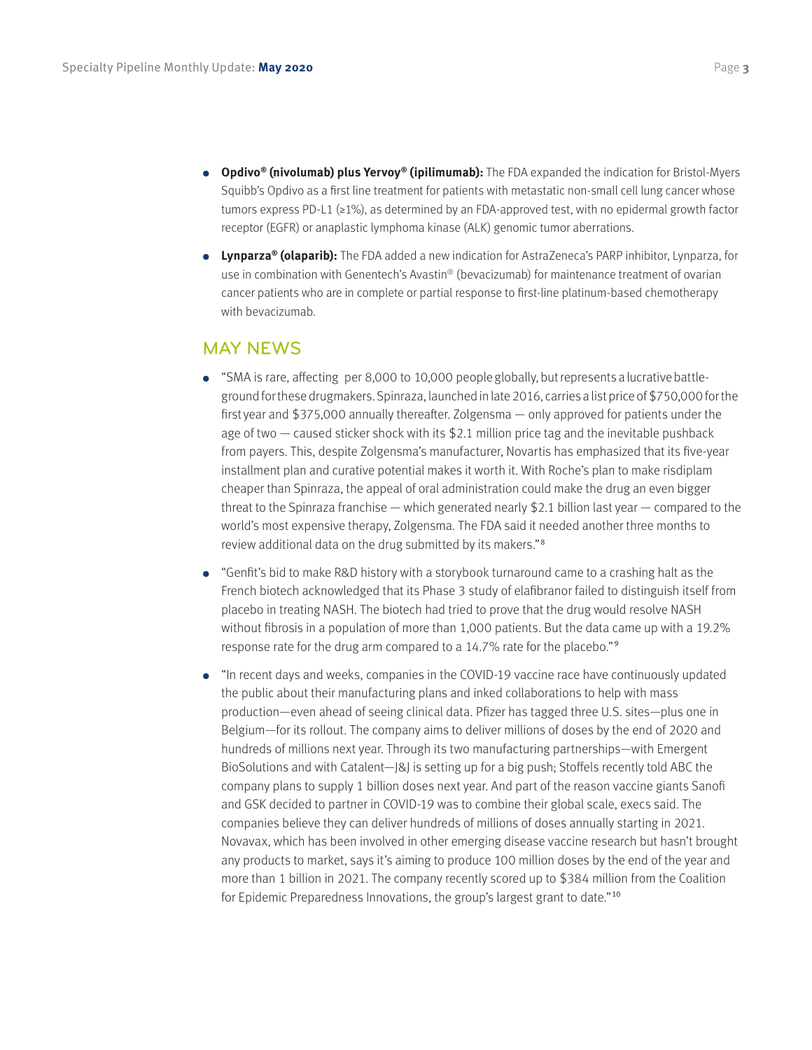- **Opdivo® (nivolumab) plus Yervoy® (ipilimumab):** The FDA expanded the indication for Bristol-Myers Squibb's Opdivo as a first line treatment for patients with metastatic non-small cell lung cancer whose tumors express PD-L1 (≥1%), as determined by an FDA-approved test, with no epidermal growth factor receptor (EGFR) or anaplastic lymphoma kinase (ALK) genomic tumor aberrations.

- **Lynparza® (olaparib):** The FDA added a new indication for AstraZeneca's PARP inhibitor, Lynparza, for use in combination with Genentech's Avastin® (bevacizumab) for maintenance treatment of ovarian cancer patients who are in complete or partial response to first-line platinum-based chemotherapy with bevacizumab.

## MAY NEWS

- "SMA is rare, affecting per 8,000 to 10,000 people globally, but represents a lucrative battleground for these drugmakers. Spinraza, launched in late 2016, carries a list price of $750,000 for the first year and $375,000 annually thereafter. Zolgensma — only approved for patients under the age of two — caused sticker shock with its $2.1 million price tag and the inevitable pushback from payers. This, despite Zolgensma's manufacturer, Novartis has emphasized that its five-year installment plan and curative potential makes it worth it. With Roche's plan to make risdiplam cheaper than Spinraza, the appeal of oral administration could make the drug an even bigger threat to the Spinraza franchise — which generated nearly $2.1 billion last year — compared to the world's most expensive therapy, Zolgensma. The FDA said it needed another three months to review additional data on the drug submitted by its makers."[8]

- "Genfit's bid to make R&D history with a storybook turnaround came to a crashing halt as the French biotech acknowledged that its Phase 3 study of elafibranor failed to distinguish itself from placebo in treating NASH. The biotech had tried to prove that the drug would resolve NASH without fibrosis in a population of more than 1,000 patients. But the data came up with a 19.2% response rate for the drug arm compared to a 14.7% rate for the placebo."[9]

- "In recent days and weeks, companies in the COVID-19 vaccine race have continuously updated the public about their manufacturing plans and inked collaborations to help with mass production—even ahead of seeing clinical data. Pfizer has tagged three U.S. sites—plus one in Belgium—for its rollout. The company aims to deliver millions of doses by the end of 2020 and hundreds of millions next year. Through its two manufacturing partnerships—with Emergent BioSolutions and with Catalent—J&J is setting up for a big push; Stoffels recently told ABC the company plans to supply 1 billion doses next year. And part of the reason vaccine giants Sanofi and GSK decided to partner in COVID-19 was to combine their global scale, execs said. The companies believe they can deliver hundreds of millions of doses annually starting in 2021. Novavax, which has been involved in other emerging disease vaccine research but hasn't brought any products to market, says it's aiming to produce 100 million doses by the end of the year and more than 1 billion in 2021. The company recently scored up to $384 million from the Coalition for Epidemic Preparedness Innovations, the group's largest grant to date."[10]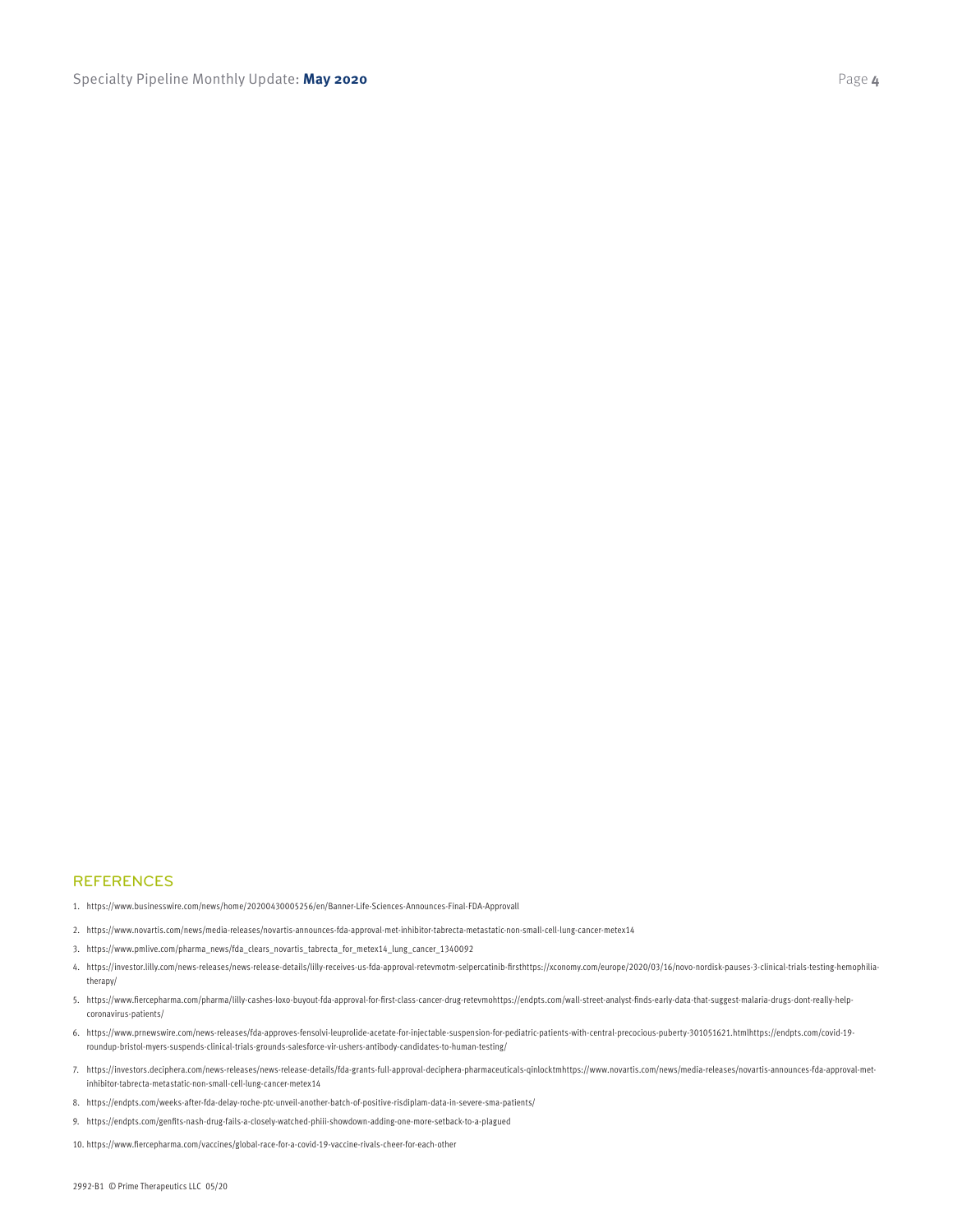## REFERENCES

1. https://www.businesswire.com/news/home/20200430005256/en/Banner-Life-Sciences-Announces-Final-FDA-Approvall
2. https://www.novartis.com/news/media-releases/novartis-announces-fda-approval-met-inhibitor-tabrecta-metastatic-non-small-cell-lung-cancer-metex14
3. https://www.pmlive.com/pharma_news/fda_clears_novartis_tabrecta_for_metex14_lung_cancer_1340092
4. https://investor.lilly.com/news-releases/news-release-details/lilly-receives-us-fda-approval-retevmotm-selpercatinib-firsthttps://xconomy.com/europe/2020/03/16/novo-nordisk-pauses-3-clinical-trials-testing-hemophilia-therapy/
5. https://www.fiercepharma.com/pharma/lilly-cashes-loxo-buyout-fda-approval-for-first-class-cancer-drug-retevmohttps://endpts.com/wall-street-analyst-finds-early-data-that-suggest-malaria-drugs-dont-really-help-coronavirus-patients/
6. https://www.prnewswire.com/news-releases/fda-approves-fensolvi-leuprolide-acetate-for-injectable-suspension-for-pediatric-patients-with-central-precocious-puberty-301051621.htmlhttps://endpts.com/covid-19-roundup-bristol-myers-suspends-clinical-trials-grounds-salesforce-vir-ushers-antibody-candidates-to-human-testing/
7. https://investors.deciphera.com/news-releases/news-release-details/fda-grants-full-approval-deciphera-pharmaceuticals-qinlocktmhttps://www.novartis.com/news/media-releases/novartis-announces-fda-approval-met-inhibitor-tabrecta-metastatic-non-small-cell-lung-cancer-metex14
8. https://endpts.com/weeks-after-fda-delay-roche-ptc-unveil-another-batch-of-positive-risdiplam-data-in-severe-sma-patients/
9. https://endpts.com/genfits-nash-drug-fails-a-closely-watched-phiii-showdown-adding-one-more-setback-to-a-plagued
10. https://www.fiercepharma.com/vaccines/global-race-for-a-covid-19-vaccine-rivals-cheer-for-each-other

2992-B1 © Prime Therapeutics LLC 05/20